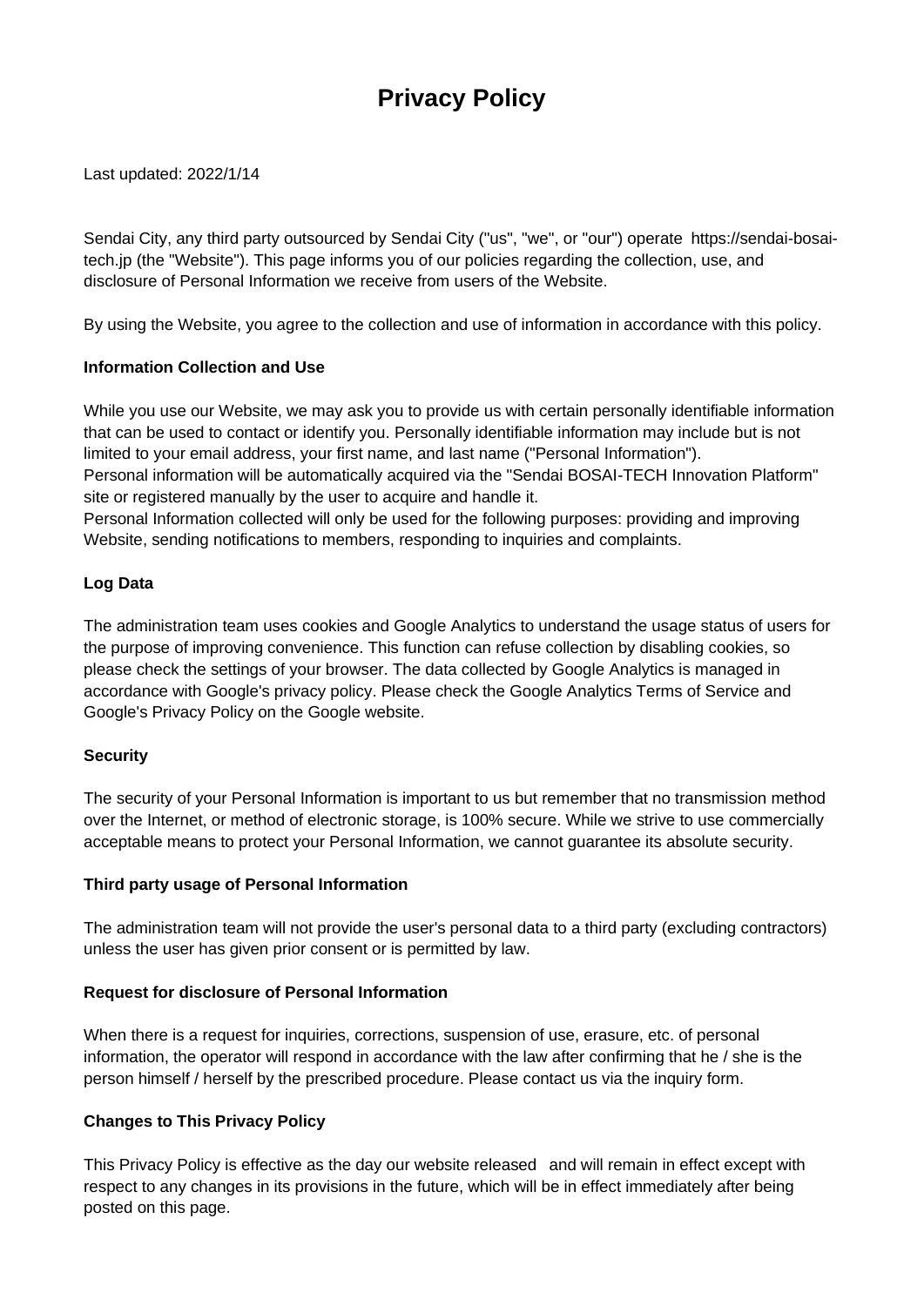# Privacy Policy

Last updated: 2022/1/14

Sendai City, any third party outsourced by Sendai City ("us", "we", or "our") operate https://sendai-bosai-tech.jp (the "Website"). This page informs you of our policies regarding the collection, use, and disclosure of Personal Information we receive from users of the Website.

By using the Website, you agree to the collection and use of information in accordance with this policy.

**Information Collection and Use**

While you use our Website, we may ask you to provide us with certain personally identifiable information that can be used to contact or identify you. Personally identifiable information may include but is not limited to your email address, your first name, and last name ("Personal Information").
Personal information will be automatically acquired via the "Sendai BOSAI-TECH Innovation Platform" site or registered manually by the user to acquire and handle it.
Personal Information collected will only be used for the following purposes: providing and improving Website, sending notifications to members, responding to inquiries and complaints.

**Log Data**

The administration team uses cookies and Google Analytics to understand the usage status of users for the purpose of improving convenience. This function can refuse collection by disabling cookies, so please check the settings of your browser. The data collected by Google Analytics is managed in accordance with Google's privacy policy. Please check the Google Analytics Terms of Service and Google's Privacy Policy on the Google website.

**Security**

The security of your Personal Information is important to us but remember that no transmission method over the Internet, or method of electronic storage, is 100% secure. While we strive to use commercially acceptable means to protect your Personal Information, we cannot guarantee its absolute security.

**Third party usage of Personal Information**

The administration team will not provide the user's personal data to a third party (excluding contractors) unless the user has given prior consent or is permitted by law.

**Request for disclosure of Personal Information**

When there is a request for inquiries, corrections, suspension of use, erasure, etc. of personal information, the operator will respond in accordance with the law after confirming that he / she is the person himself / herself by the prescribed procedure. Please contact us via the inquiry form.

**Changes to This Privacy Policy**

This Privacy Policy is effective as the day our website released and will remain in effect except with respect to any changes in its provisions in the future, which will be in effect immediately after being posted on this page.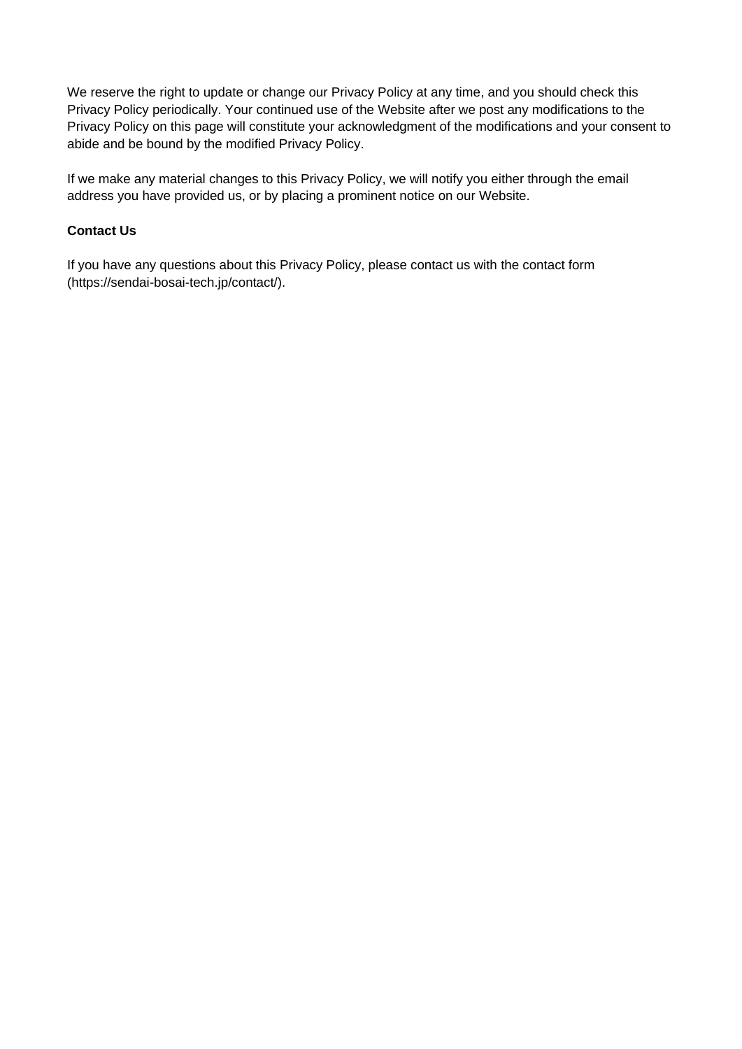We reserve the right to update or change our Privacy Policy at any time, and you should check this Privacy Policy periodically. Your continued use of the Website after we post any modifications to the Privacy Policy on this page will constitute your acknowledgment of the modifications and your consent to abide and be bound by the modified Privacy Policy.

If we make any material changes to this Privacy Policy, we will notify you either through the email address you have provided us, or by placing a prominent notice on our Website.

**Contact Us**

If you have any questions about this Privacy Policy, please contact us with the contact form (https://sendai-bosai-tech.jp/contact/).